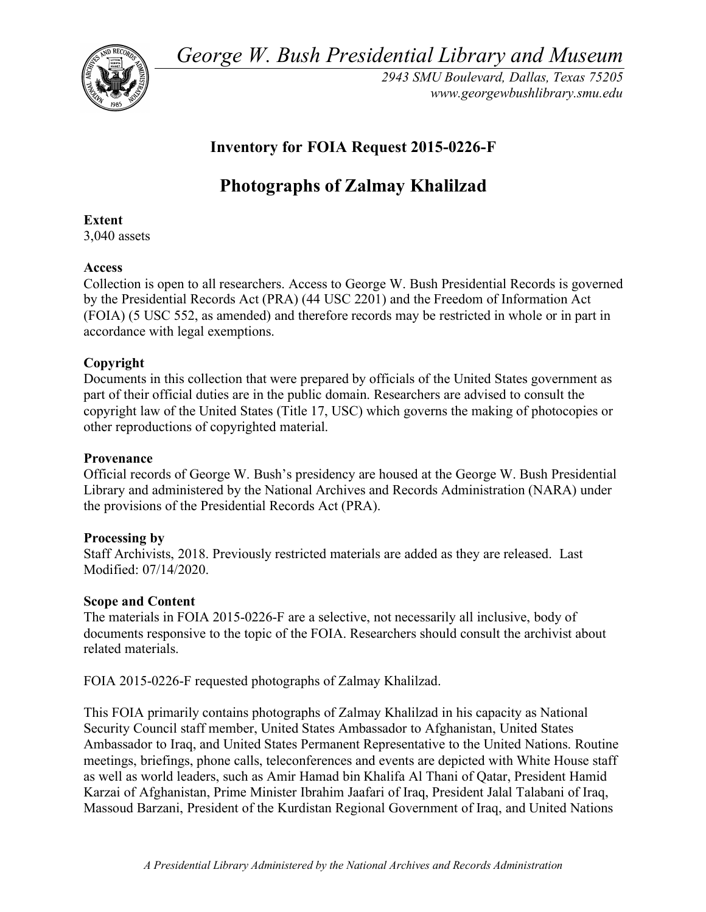*George W. Bush Presidential Library and Museum*

*2943 SMU Boulevard, Dallas, Texas 75205*
*www.georgewbushlibrary.smu.edu*

## Inventory for FOIA Request 2015-0226-F

# Photographs of Zalmay Khalilzad

**Extent**
3,040 assets

**Access**
Collection is open to all researchers. Access to George W. Bush Presidential Records is governed by the Presidential Records Act (PRA) (44 USC 2201) and the Freedom of Information Act (FOIA) (5 USC 552, as amended) and therefore records may be restricted in whole or in part in accordance with legal exemptions.

**Copyright**
Documents in this collection that were prepared by officials of the United States government as part of their official duties are in the public domain. Researchers are advised to consult the copyright law of the United States (Title 17, USC) which governs the making of photocopies or other reproductions of copyrighted material.

**Provenance**
Official records of George W. Bush's presidency are housed at the George W. Bush Presidential Library and administered by the National Archives and Records Administration (NARA) under the provisions of the Presidential Records Act (PRA).

**Processing by**
Staff Archivists, 2018. Previously restricted materials are added as they are released. Last Modified: 07/14/2020.

**Scope and Content**
The materials in FOIA 2015-0226-F are a selective, not necessarily all inclusive, body of documents responsive to the topic of the FOIA. Researchers should consult the archivist about related materials.

FOIA 2015-0226-F requested photographs of Zalmay Khalilzad.

This FOIA primarily contains photographs of Zalmay Khalilzad in his capacity as National Security Council staff member, United States Ambassador to Afghanistan, United States Ambassador to Iraq, and United States Permanent Representative to the United Nations. Routine meetings, briefings, phone calls, teleconferences and events are depicted with White House staff as well as world leaders, such as Amir Hamad bin Khalifa Al Thani of Qatar, President Hamid Karzai of Afghanistan, Prime Minister Ibrahim Jaafari of Iraq, President Jalal Talabani of Iraq, Massoud Barzani, President of the Kurdistan Regional Government of Iraq, and United Nations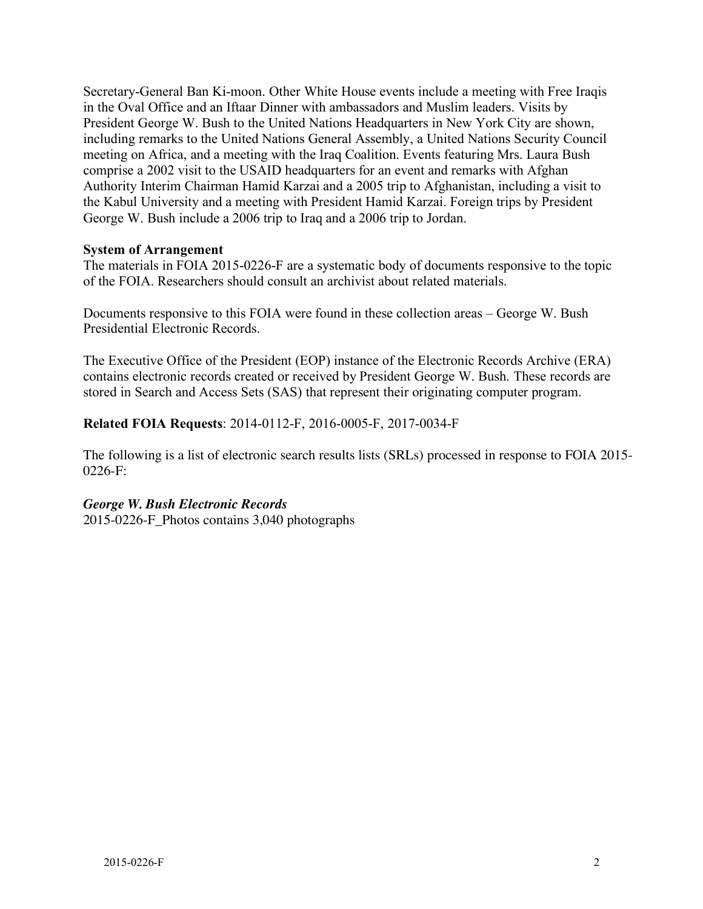Secretary-General Ban Ki-moon. Other White House events include a meeting with Free Iraqis in the Oval Office and an Iftaar Dinner with ambassadors and Muslim leaders. Visits by President George W. Bush to the United Nations Headquarters in New York City are shown, including remarks to the United Nations General Assembly, a United Nations Security Council meeting on Africa, and a meeting with the Iraq Coalition. Events featuring Mrs. Laura Bush comprise a 2002 visit to the USAID headquarters for an event and remarks with Afghan Authority Interim Chairman Hamid Karzai and a 2005 trip to Afghanistan, including a visit to the Kabul University and a meeting with President Hamid Karzai. Foreign trips by President George W. Bush include a 2006 trip to Iraq and a 2006 trip to Jordan.

**System of Arrangement**

The materials in FOIA 2015-0226-F are a systematic body of documents responsive to the topic of the FOIA. Researchers should consult an archivist about related materials.

Documents responsive to this FOIA were found in these collection areas – George W. Bush Presidential Electronic Records.

The Executive Office of the President (EOP) instance of the Electronic Records Archive (ERA) contains electronic records created or received by President George W. Bush. These records are stored in Search and Access Sets (SAS) that represent their originating computer program.

**Related FOIA Requests**: 2014-0112-F, 2016-0005-F, 2017-0034-F

The following is a list of electronic search results lists (SRLs) processed in response to FOIA 2015-0226-F:

***George W. Bush Electronic Records***

2015-0226-F_Photos contains 3,040 photographs